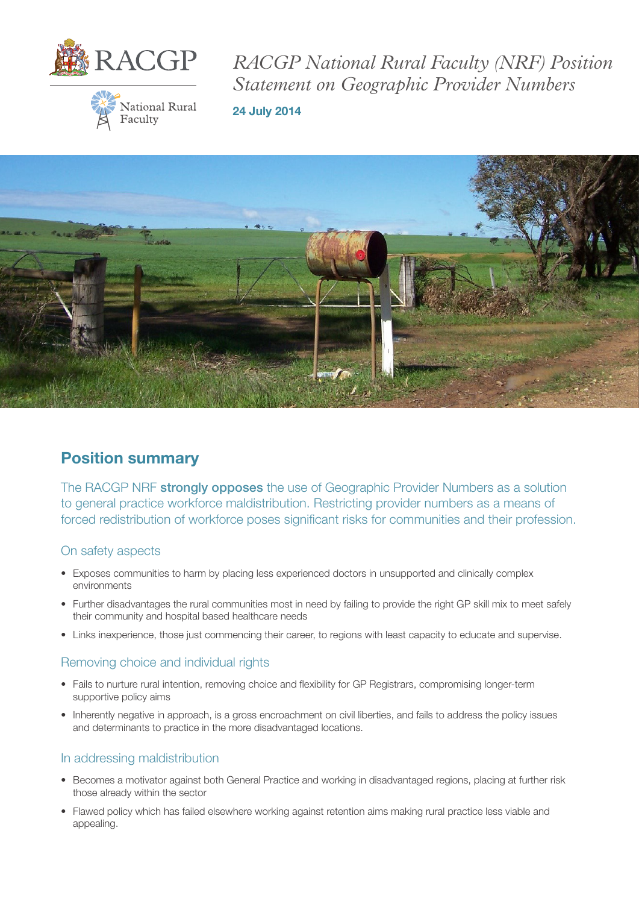RACGP

National Rural Faculty

# *RACGP National Rural Faculty (NRF) Position Statement on Geographic Provider Numbers*

**24 July 2014**

## Position summary

The RACGP NRF **strongly opposes** the use of Geographic Provider Numbers as a solution to general practice workforce maldistribution. Restricting provider numbers as a means of forced redistribution of workforce poses significant risks for communities and their profession.

### On safety aspects

- Exposes communities to harm by placing less experienced doctors in unsupported and clinically complex environments
- Further disadvantages the rural communities most in need by failing to provide the right GP skill mix to meet safely their community and hospital based healthcare needs
- Links inexperience, those just commencing their career, to regions with least capacity to educate and supervise.

### Removing choice and individual rights

- Fails to nurture rural intention, removing choice and flexibility for GP Registrars, compromising longer-term supportive policy aims
- Inherently negative in approach, is a gross encroachment on civil liberties, and fails to address the policy issues and determinants to practice in the more disadvantaged locations.

### In addressing maldistribution

- Becomes a motivator against both General Practice and working in disadvantaged regions, placing at further risk those already within the sector
- Flawed policy which has failed elsewhere working against retention aims making rural practice less viable and appealing.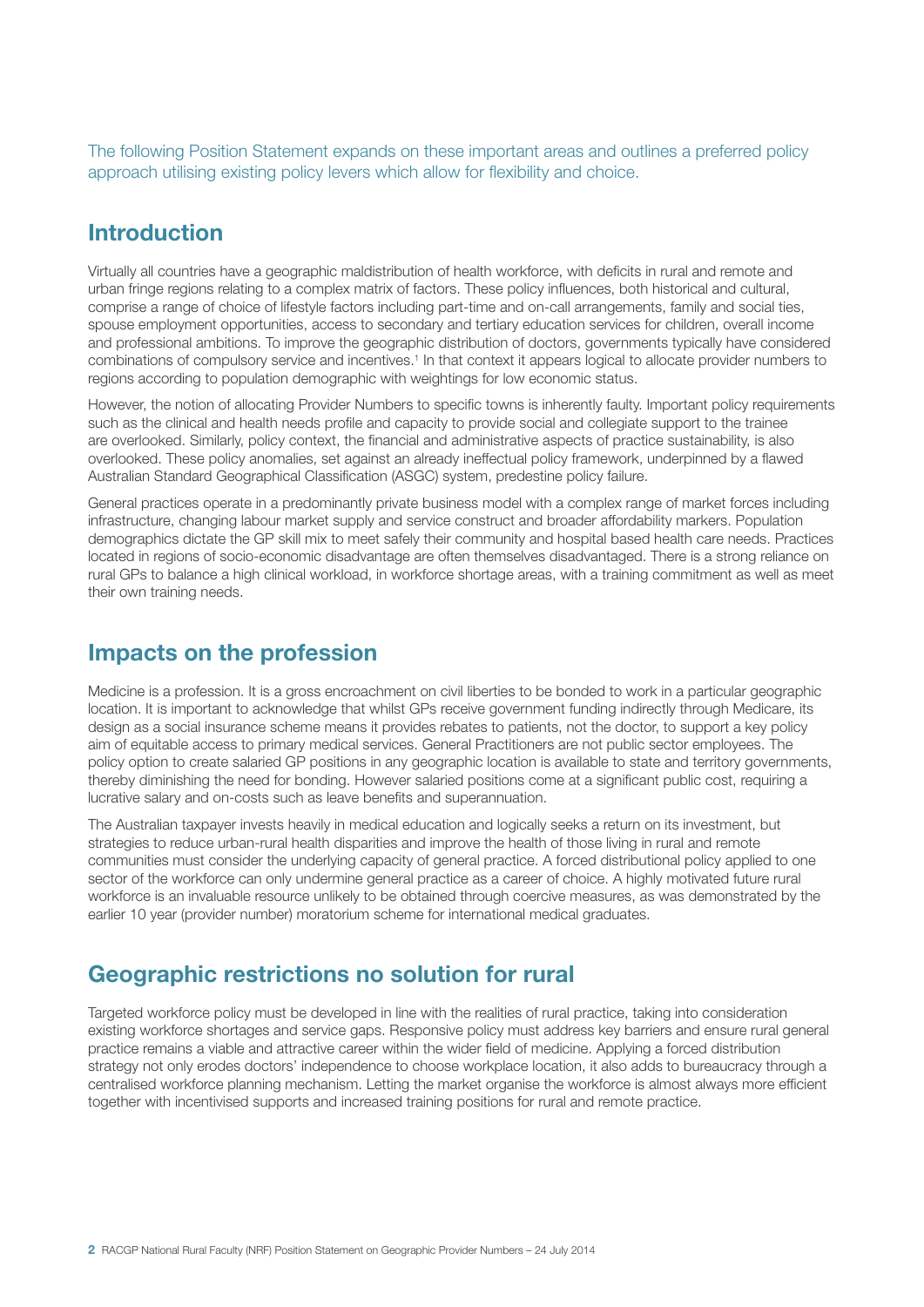The following Position Statement expands on these important areas and outlines a preferred policy approach utilising existing policy levers which allow for flexibility and choice.

## Introduction

Virtually all countries have a geographic maldistribution of health workforce, with deficits in rural and remote and urban fringe regions relating to a complex matrix of factors. These policy influences, both historical and cultural, comprise a range of choice of lifestyle factors including part-time and on-call arrangements, family and social ties, spouse employment opportunities, access to secondary and tertiary education services for children, overall income and professional ambitions. To improve the geographic distribution of doctors, governments typically have considered combinations of compulsory service and incentives.[1] In that context it appears logical to allocate provider numbers to regions according to population demographic with weightings for low economic status.

However, the notion of allocating Provider Numbers to specific towns is inherently faulty. Important policy requirements such as the clinical and health needs profile and capacity to provide social and collegiate support to the trainee are overlooked. Similarly, policy context, the financial and administrative aspects of practice sustainability, is also overlooked. These policy anomalies, set against an already ineffectual policy framework, underpinned by a flawed Australian Standard Geographical Classification (ASGC) system, predestine policy failure.

General practices operate in a predominantly private business model with a complex range of market forces including infrastructure, changing labour market supply and service construct and broader affordability markers. Population demographics dictate the GP skill mix to meet safely their community and hospital based health care needs. Practices located in regions of socio-economic disadvantage are often themselves disadvantaged. There is a strong reliance on rural GPs to balance a high clinical workload, in workforce shortage areas, with a training commitment as well as meet their own training needs.

## Impacts on the profession

Medicine is a profession. It is a gross encroachment on civil liberties to be bonded to work in a particular geographic location. It is important to acknowledge that whilst GPs receive government funding indirectly through Medicare, its design as a social insurance scheme means it provides rebates to patients, not the doctor, to support a key policy aim of equitable access to primary medical services. General Practitioners are not public sector employees. The policy option to create salaried GP positions in any geographic location is available to state and territory governments, thereby diminishing the need for bonding. However salaried positions come at a significant public cost, requiring a lucrative salary and on-costs such as leave benefits and superannuation.

The Australian taxpayer invests heavily in medical education and logically seeks a return on its investment, but strategies to reduce urban-rural health disparities and improve the health of those living in rural and remote communities must consider the underlying capacity of general practice. A forced distributional policy applied to one sector of the workforce can only undermine general practice as a career of choice. A highly motivated future rural workforce is an invaluable resource unlikely to be obtained through coercive measures, as was demonstrated by the earlier 10 year (provider number) moratorium scheme for international medical graduates.

## Geographic restrictions no solution for rural

Targeted workforce policy must be developed in line with the realities of rural practice, taking into consideration existing workforce shortages and service gaps. Responsive policy must address key barriers and ensure rural general practice remains a viable and attractive career within the wider field of medicine. Applying a forced distribution strategy not only erodes doctors' independence to choose workplace location, it also adds to bureaucracy through a centralised workforce planning mechanism. Letting the market organise the workforce is almost always more efficient together with incentivised supports and increased training positions for rural and remote practice.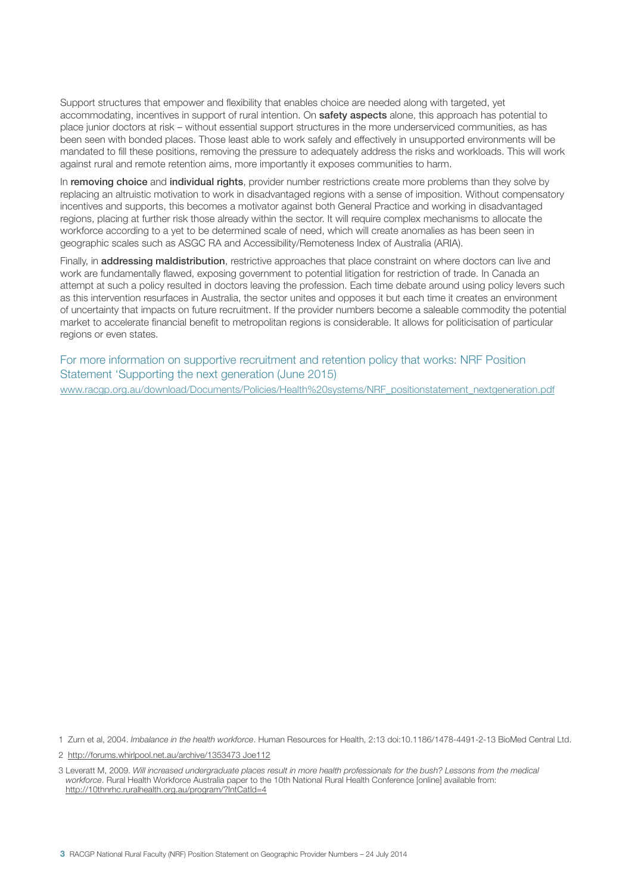Support structures that empower and flexibility that enables choice are needed along with targeted, yet accommodating, incentives in support of rural intention. On **safety aspects** alone, this approach has potential to place junior doctors at risk – without essential support structures in the more underserviced communities, as has been seen with bonded places. Those least able to work safely and effectively in unsupported environments will be mandated to fill these positions, removing the pressure to adequately address the risks and workloads. This will work against rural and remote retention aims, more importantly it exposes communities to harm.

In **removing choice** and **individual rights**, provider number restrictions create more problems than they solve by replacing an altruistic motivation to work in disadvantaged regions with a sense of imposition. Without compensatory incentives and supports, this becomes a motivator against both General Practice and working in disadvantaged regions, placing at further risk those already within the sector. It will require complex mechanisms to allocate the workforce according to a yet to be determined scale of need, which will create anomalies as has been seen in geographic scales such as ASGC RA and Accessibility/Remoteness Index of Australia (ARIA).

Finally, in **addressing maldistribution**, restrictive approaches that place constraint on where doctors can live and work are fundamentally flawed, exposing government to potential litigation for restriction of trade. In Canada an attempt at such a policy resulted in doctors leaving the profession. Each time debate around using policy levers such as this intervention resurfaces in Australia, the sector unites and opposes it but each time it creates an environment of uncertainty that impacts on future recruitment. If the provider numbers become a saleable commodity the potential market to accelerate financial benefit to metropolitan regions is considerable. It allows for politicisation of particular regions or even states.

For more information on supportive recruitment and retention policy that works: NRF Position Statement 'Supporting the next generation (June 2015)

www.racgp.org.au/download/Documents/Policies/Health%20systems/NRF_positionstatement_nextgeneration.pdf

1 Zurn et al, 2004. *Imbalance in the health workforce*. Human Resources for Health, 2:13 doi:10.1186/1478-4491-2-13 BioMed Central Ltd.

2 http://forums.whirlpool.net.au/archive/1353473 Joe112

3 Leveratt M, 2009. *Will increased undergraduate places result in more health professionals for the bush? Lessons from the medical workforce*. Rural Health Workforce Australia paper to the 10th National Rural Health Conference [online] available from: http://10thnrhc.ruralhealth.org.au/program/?IntCatId=4